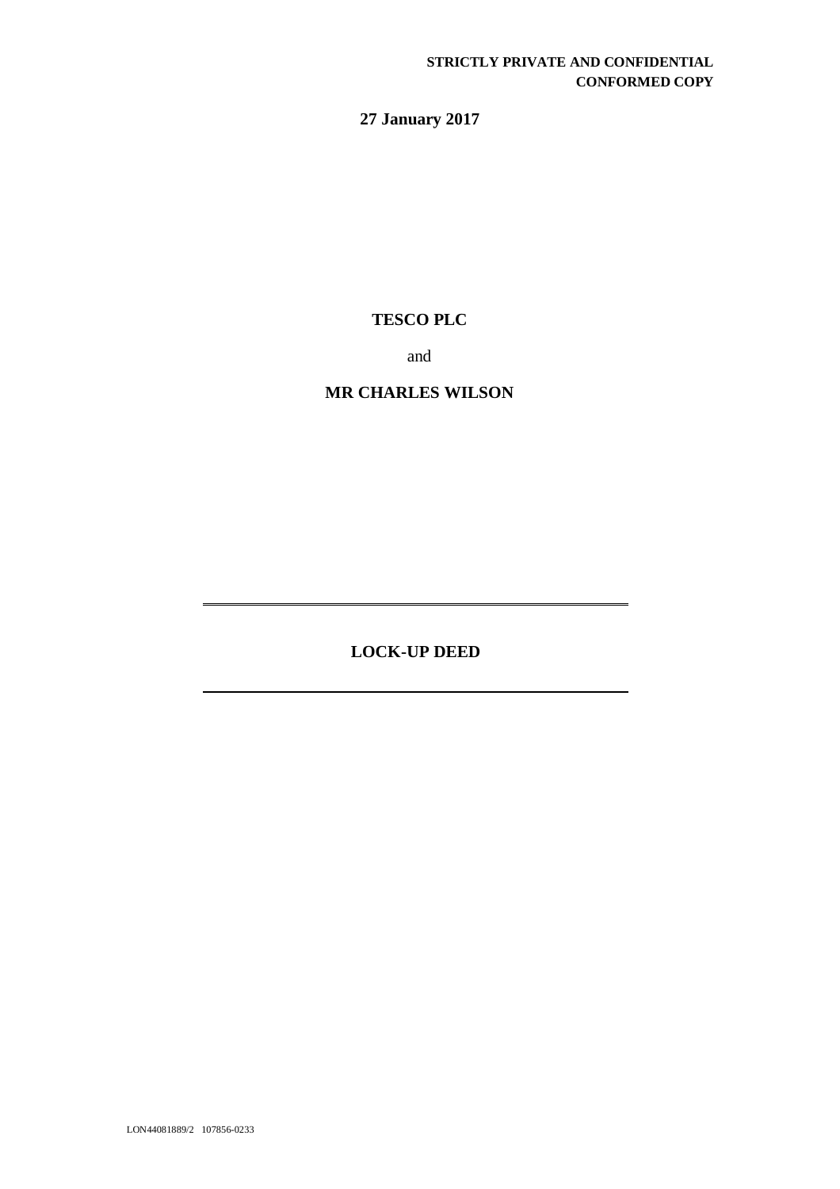**STRICTLY PRIVATE AND CONFIDENTIAL**
**CONFORMED COPY**

**27 January 2017**

**TESCO PLC**

and

**MR CHARLES WILSON**

---

# LOCK-UP DEED

---

LON44081889/2 107856-0233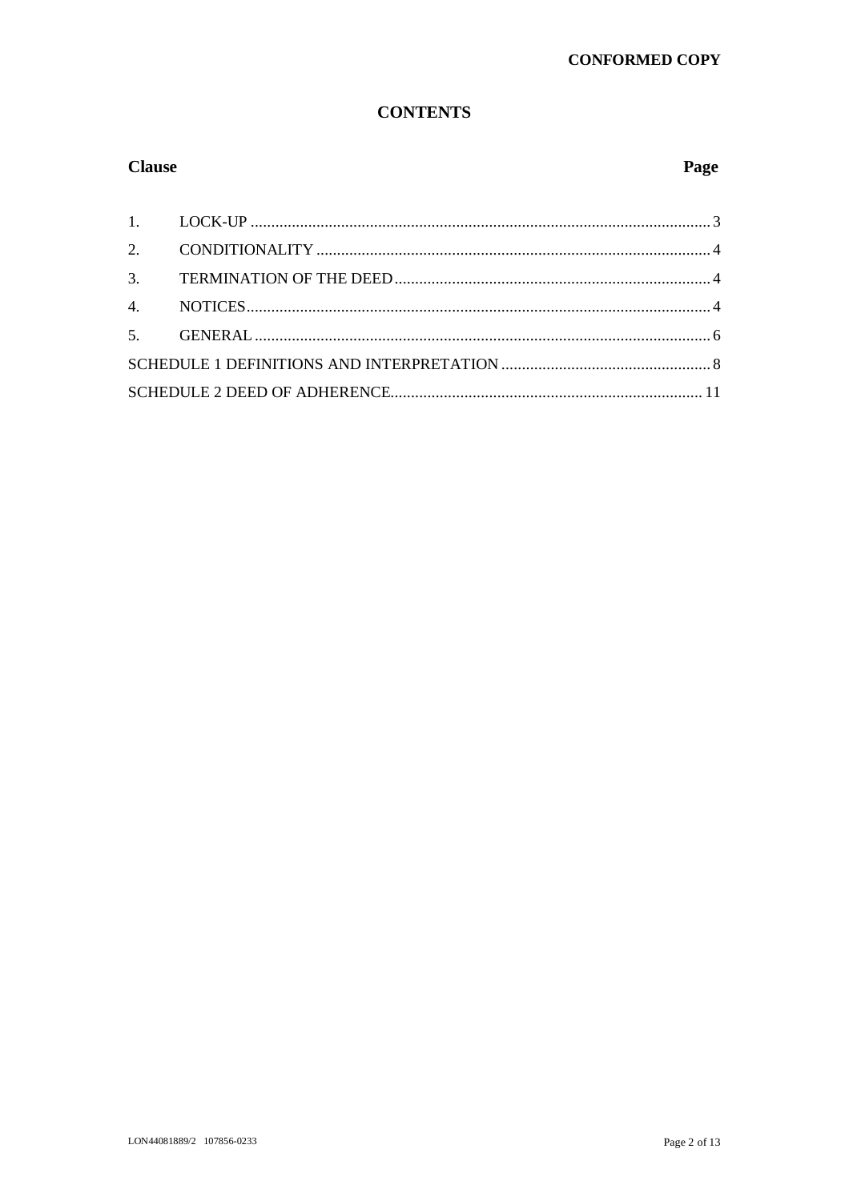**CONFORMED COPY**

# CONTENTS

| Clause | | Page |
|---|---|---|
| 1. | LOCK-UP | 3 |
| 2. | CONDITIONALITY | 4 |
| 3. | TERMINATION OF THE DEED | 4 |
| 4. | NOTICES | 4 |
| 5. | GENERAL | 6 |
| SCHEDULE 1 DEFINITIONS AND INTERPRETATION | | 8 |
| SCHEDULE 2 DEED OF ADHERENCE | | 11 |

LON44081889/2 107856-0233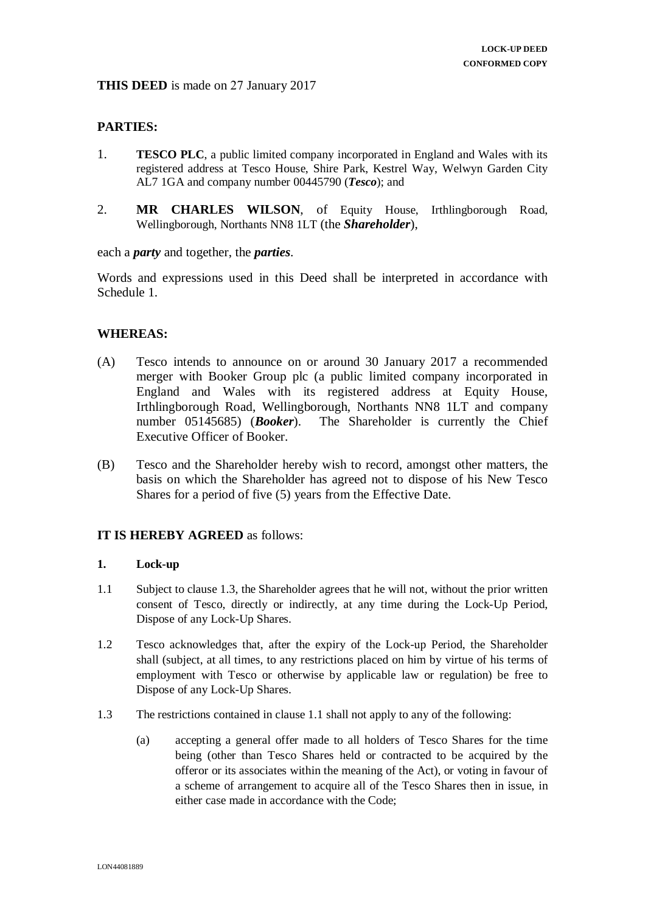**THIS DEED** is made on 27 January 2017

## PARTIES:

1. **TESCO PLC**, a public limited company incorporated in England and Wales with its registered address at Tesco House, Shire Park, Kestrel Way, Welwyn Garden City AL7 1GA and company number 00445790 (***Tesco***); and

2. **MR CHARLES WILSON**, of Equity House, Irthlingborough Road, Wellingborough, Northants NN8 1LT (the ***Shareholder***),

each a ***party*** and together, the ***parties***.

Words and expressions used in this Deed shall be interpreted in accordance with Schedule 1.

## WHEREAS:

(A) Tesco intends to announce on or around 30 January 2017 a recommended merger with Booker Group plc (a public limited company incorporated in England and Wales with its registered address at Equity House, Irthlingborough Road, Wellingborough, Northants NN8 1LT and company number 05145685) (***Booker***). The Shareholder is currently the Chief Executive Officer of Booker.

(B) Tesco and the Shareholder hereby wish to record, amongst other matters, the basis on which the Shareholder has agreed not to dispose of his New Tesco Shares for a period of five (5) years from the Effective Date.

**IT IS HEREBY AGREED** as follows:

### 1. Lock-up

1.1 Subject to clause 1.3, the Shareholder agrees that he will not, without the prior written consent of Tesco, directly or indirectly, at any time during the Lock-Up Period, Dispose of any Lock-Up Shares.

1.2 Tesco acknowledges that, after the expiry of the Lock-up Period, the Shareholder shall (subject, at all times, to any restrictions placed on him by virtue of his terms of employment with Tesco or otherwise by applicable law or regulation) be free to Dispose of any Lock-Up Shares.

1.3 The restrictions contained in clause 1.1 shall not apply to any of the following:

(a) accepting a general offer made to all holders of Tesco Shares for the time being (other than Tesco Shares held or contracted to be acquired by the offeror or its associates within the meaning of the Act), or voting in favour of a scheme of arrangement to acquire all of the Tesco Shares then in issue, in either case made in accordance with the Code;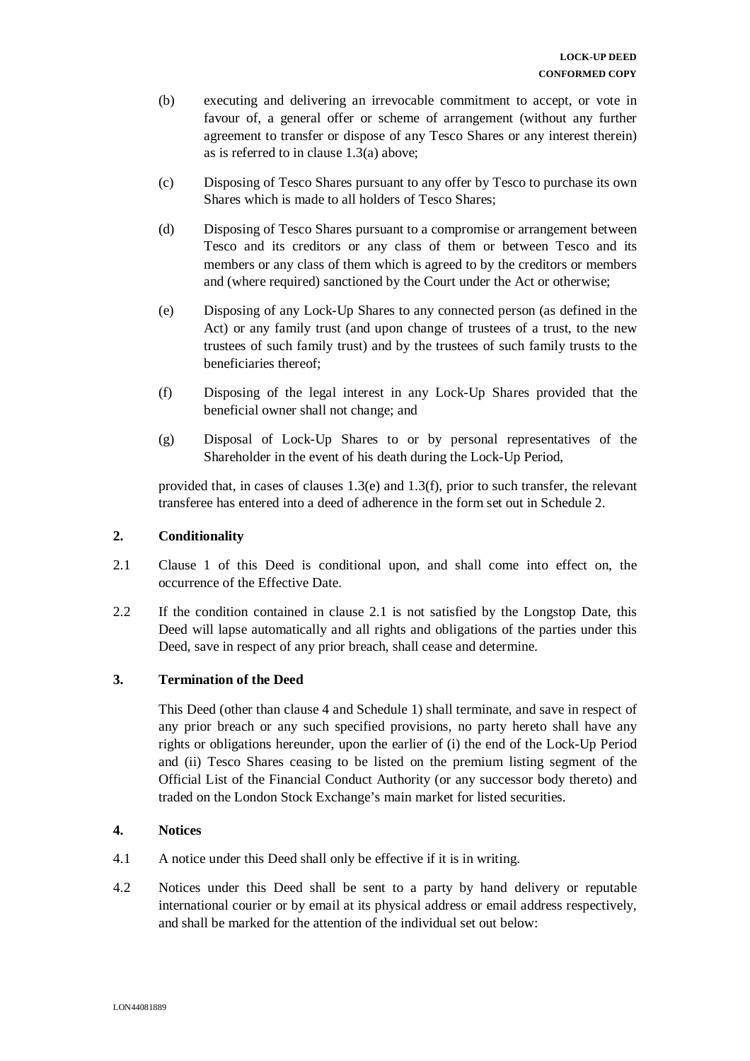(b) executing and delivering an irrevocable commitment to accept, or vote in favour of, a general offer or scheme of arrangement (without any further agreement to transfer or dispose of any Tesco Shares or any interest therein) as is referred to in clause 1.3(a) above;

(c) Disposing of Tesco Shares pursuant to any offer by Tesco to purchase its own Shares which is made to all holders of Tesco Shares;

(d) Disposing of Tesco Shares pursuant to a compromise or arrangement between Tesco and its creditors or any class of them or between Tesco and its members or any class of them which is agreed to by the creditors or members and (where required) sanctioned by the Court under the Act or otherwise;

(e) Disposing of any Lock-Up Shares to any connected person (as defined in the Act) or any family trust (and upon change of trustees of a trust, to the new trustees of such family trust) and by the trustees of such family trusts to the beneficiaries thereof;

(f) Disposing of the legal interest in any Lock-Up Shares provided that the beneficial owner shall not change; and

(g) Disposal of Lock-Up Shares to or by personal representatives of the Shareholder in the event of his death during the Lock-Up Period,

provided that, in cases of clauses 1.3(e) and 1.3(f), prior to such transfer, the relevant transferee has entered into a deed of adherence in the form set out in Schedule 2.

## 2. Conditionality

2.1 Clause 1 of this Deed is conditional upon, and shall come into effect on, the occurrence of the Effective Date.

2.2 If the condition contained in clause 2.1 is not satisfied by the Longstop Date, this Deed will lapse automatically and all rights and obligations of the parties under this Deed, save in respect of any prior breach, shall cease and determine.

## 3. Termination of the Deed

This Deed (other than clause 4 and Schedule 1) shall terminate, and save in respect of any prior breach or any such specified provisions, no party hereto shall have any rights or obligations hereunder, upon the earlier of (i) the end of the Lock-Up Period and (ii) Tesco Shares ceasing to be listed on the premium listing segment of the Official List of the Financial Conduct Authority (or any successor body thereto) and traded on the London Stock Exchange's main market for listed securities.

## 4. Notices

4.1 A notice under this Deed shall only be effective if it is in writing.

4.2 Notices under this Deed shall be sent to a party by hand delivery or reputable international courier or by email at its physical address or email address respectively, and shall be marked for the attention of the individual set out below: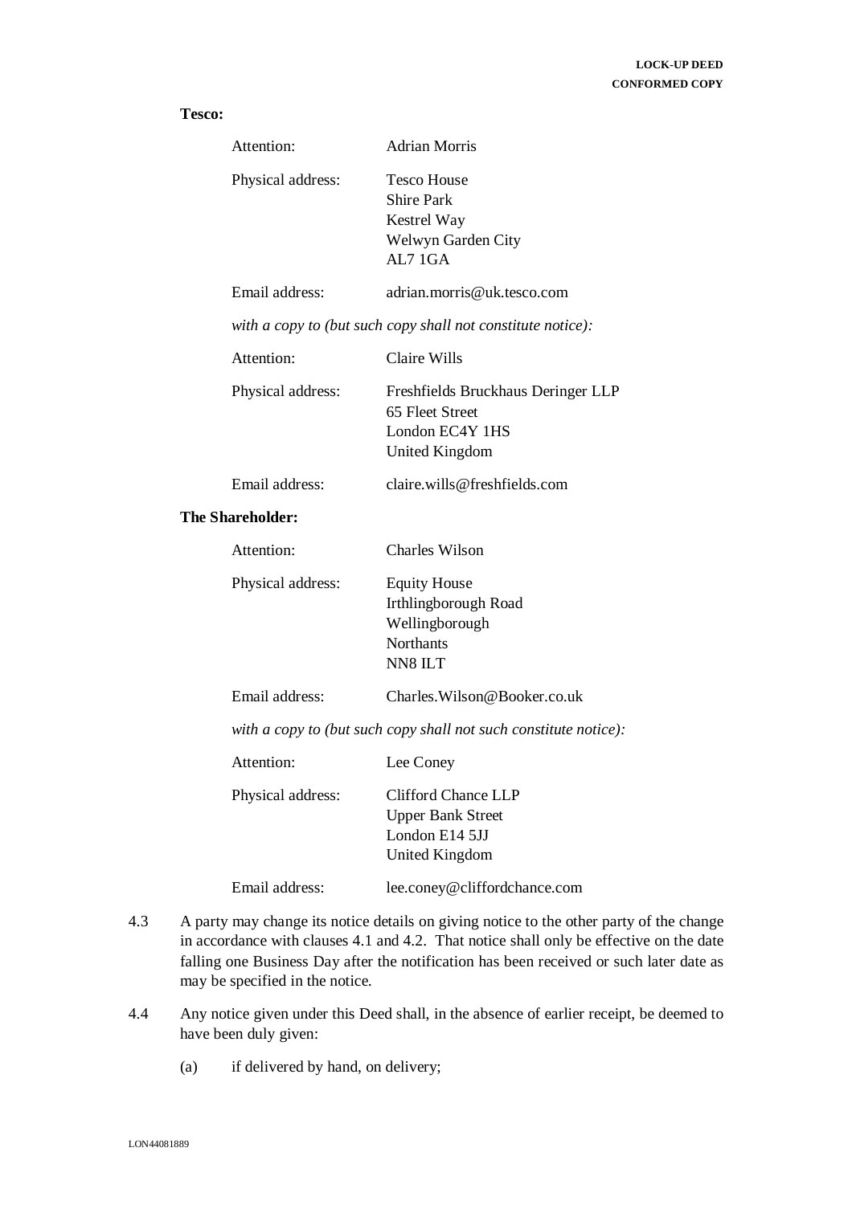**Tesco:**

| | |
|---|---|
| Attention: | Adrian Morris |
| Physical address: | Tesco House<br>Shire Park<br>Kestrel Way<br>Welwyn Garden City<br>AL7 1GA |
| Email address: | adrian.morris@uk.tesco.com |

*with a copy to (but such copy shall not constitute notice):*

| | |
|---|---|
| Attention: | Claire Wills |
| Physical address: | Freshfields Bruckhaus Deringer LLP<br>65 Fleet Street<br>London EC4Y 1HS<br>United Kingdom |
| Email address: | claire.wills@freshfields.com |

**The Shareholder:**

| | |
|---|---|
| Attention: | Charles Wilson |
| Physical address: | Equity House<br>Irthlingborough Road<br>Wellingborough<br>Northants<br>NN8 ILT |
| Email address: | Charles.Wilson@Booker.co.uk |

*with a copy to (but such copy shall not such constitute notice):*

| | |
|---|---|
| Attention: | Lee Coney |
| Physical address: | Clifford Chance LLP<br>Upper Bank Street<br>London E14 5JJ<br>United Kingdom |
| Email address: | lee.coney@cliffordchance.com |

4.3 A party may change its notice details on giving notice to the other party of the change in accordance with clauses 4.1 and 4.2. That notice shall only be effective on the date falling one Business Day after the notification has been received or such later date as may be specified in the notice.

4.4 Any notice given under this Deed shall, in the absence of earlier receipt, be deemed to have been duly given:

(a) if delivered by hand, on delivery;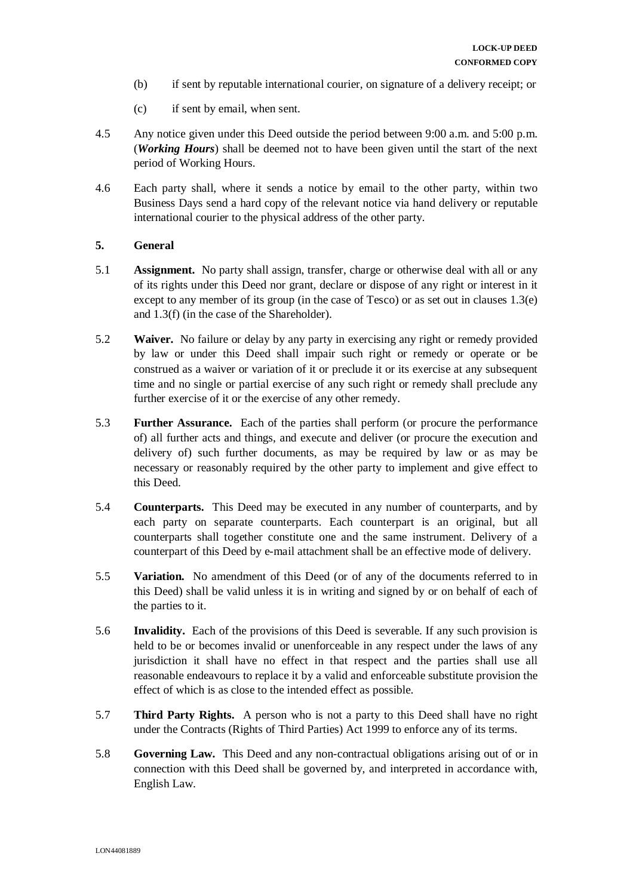(b) if sent by reputable international courier, on signature of a delivery receipt; or

(c) if sent by email, when sent.

4.5 Any notice given under this Deed outside the period between 9:00 a.m. and 5:00 p.m. (***Working Hours***) shall be deemed not to have been given until the start of the next period of Working Hours.

4.6 Each party shall, where it sends a notice by email to the other party, within two Business Days send a hard copy of the relevant notice via hand delivery or reputable international courier to the physical address of the other party.

**5. General**

5.1 **Assignment.** No party shall assign, transfer, charge or otherwise deal with all or any of its rights under this Deed nor grant, declare or dispose of any right or interest in it except to any member of its group (in the case of Tesco) or as set out in clauses 1.3(e) and 1.3(f) (in the case of the Shareholder).

5.2 **Waiver.** No failure or delay by any party in exercising any right or remedy provided by law or under this Deed shall impair such right or remedy or operate or be construed as a waiver or variation of it or preclude it or its exercise at any subsequent time and no single or partial exercise of any such right or remedy shall preclude any further exercise of it or the exercise of any other remedy.

5.3 **Further Assurance.** Each of the parties shall perform (or procure the performance of) all further acts and things, and execute and deliver (or procure the execution and delivery of) such further documents, as may be required by law or as may be necessary or reasonably required by the other party to implement and give effect to this Deed.

5.4 **Counterparts.** This Deed may be executed in any number of counterparts, and by each party on separate counterparts. Each counterpart is an original, but all counterparts shall together constitute one and the same instrument. Delivery of a counterpart of this Deed by e-mail attachment shall be an effective mode of delivery.

5.5 **Variation.** No amendment of this Deed (or of any of the documents referred to in this Deed) shall be valid unless it is in writing and signed by or on behalf of each of the parties to it.

5.6 **Invalidity.** Each of the provisions of this Deed is severable. If any such provision is held to be or becomes invalid or unenforceable in any respect under the laws of any jurisdiction it shall have no effect in that respect and the parties shall use all reasonable endeavours to replace it by a valid and enforceable substitute provision the effect of which is as close to the intended effect as possible.

5.7 **Third Party Rights.** A person who is not a party to this Deed shall have no right under the Contracts (Rights of Third Parties) Act 1999 to enforce any of its terms.

5.8 **Governing Law.** This Deed and any non-contractual obligations arising out of or in connection with this Deed shall be governed by, and interpreted in accordance with, English Law.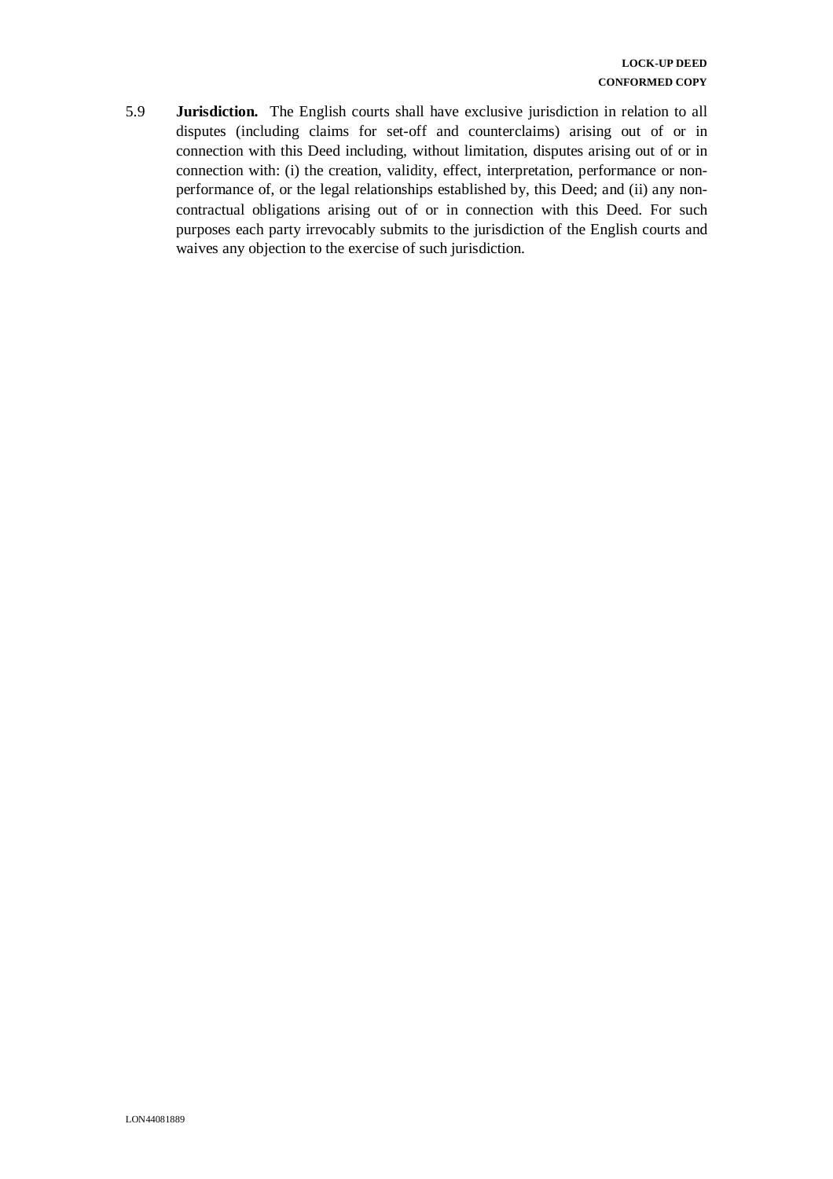5.9 **Jurisdiction.** The English courts shall have exclusive jurisdiction in relation to all disputes (including claims for set-off and counterclaims) arising out of or in connection with this Deed including, without limitation, disputes arising out of or in connection with: (i) the creation, validity, effect, interpretation, performance or non-performance of, or the legal relationships established by, this Deed; and (ii) any non-contractual obligations arising out of or in connection with this Deed. For such purposes each party irrevocably submits to the jurisdiction of the English courts and waives any objection to the exercise of such jurisdiction.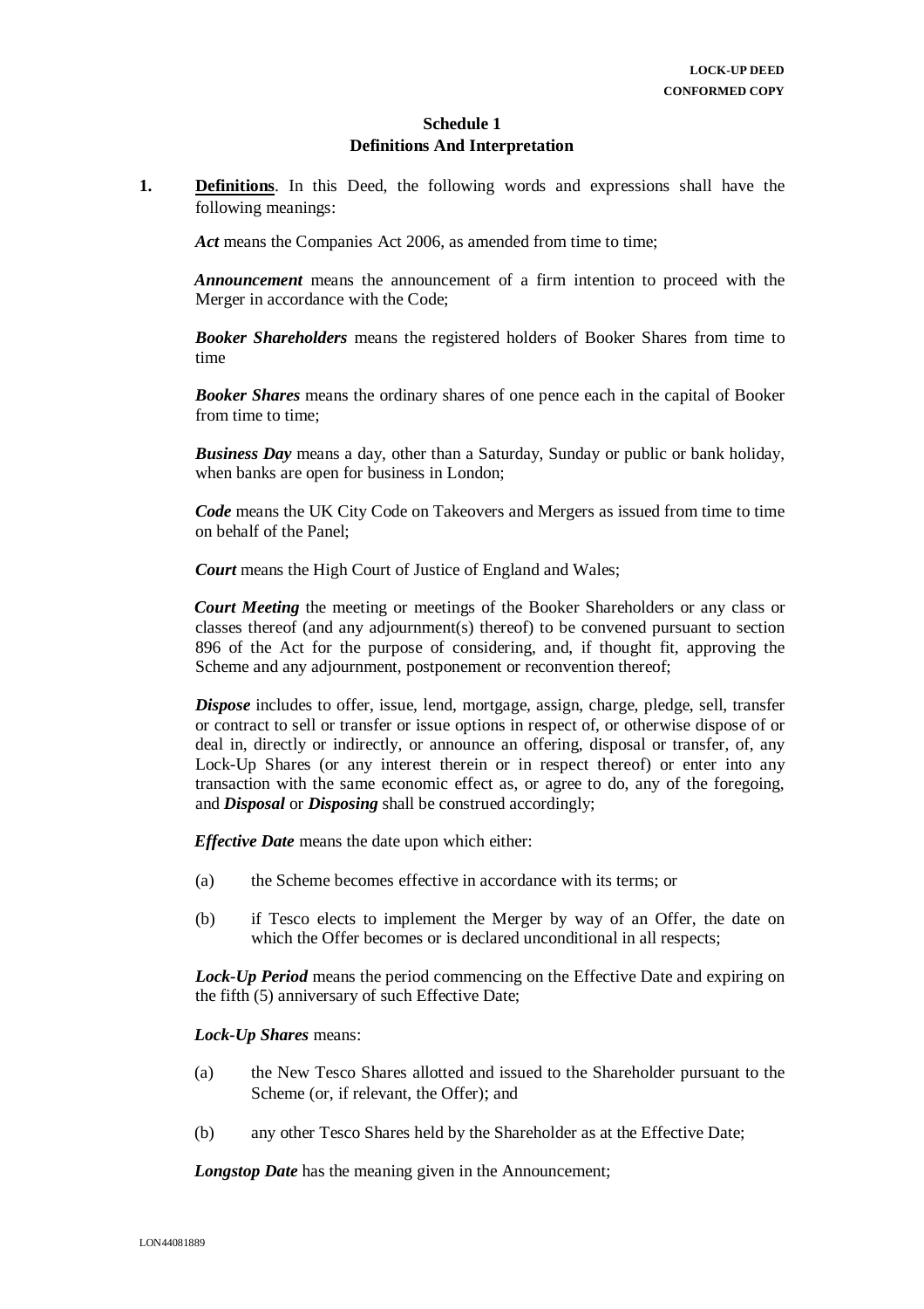## Schedule 1
## Definitions And Interpretation

**1. Definitions**. In this Deed, the following words and expressions shall have the following meanings:

***Act*** means the Companies Act 2006, as amended from time to time;

***Announcement*** means the announcement of a firm intention to proceed with the Merger in accordance with the Code;

***Booker Shareholders*** means the registered holders of Booker Shares from time to time

***Booker Shares*** means the ordinary shares of one pence each in the capital of Booker from time to time;

***Business Day*** means a day, other than a Saturday, Sunday or public or bank holiday, when banks are open for business in London;

***Code*** means the UK City Code on Takeovers and Mergers as issued from time to time on behalf of the Panel;

***Court*** means the High Court of Justice of England and Wales;

***Court Meeting*** the meeting or meetings of the Booker Shareholders or any class or classes thereof (and any adjournment(s) thereof) to be convened pursuant to section 896 of the Act for the purpose of considering, and, if thought fit, approving the Scheme and any adjournment, postponement or reconvention thereof;

***Dispose*** includes to offer, issue, lend, mortgage, assign, charge, pledge, sell, transfer or contract to sell or transfer or issue options in respect of, or otherwise dispose of or deal in, directly or indirectly, or announce an offering, disposal or transfer, of, any Lock-Up Shares (or any interest therein or in respect thereof) or enter into any transaction with the same economic effect as, or agree to do, any of the foregoing, and ***Disposal*** or ***Disposing*** shall be construed accordingly;

***Effective Date*** means the date upon which either:

(a) the Scheme becomes effective in accordance with its terms; or

(b) if Tesco elects to implement the Merger by way of an Offer, the date on which the Offer becomes or is declared unconditional in all respects;

***Lock-Up Period*** means the period commencing on the Effective Date and expiring on the fifth (5) anniversary of such Effective Date;

***Lock-Up Shares*** means:

(a) the New Tesco Shares allotted and issued to the Shareholder pursuant to the Scheme (or, if relevant, the Offer); and

(b) any other Tesco Shares held by the Shareholder as at the Effective Date;

***Longstop Date*** has the meaning given in the Announcement;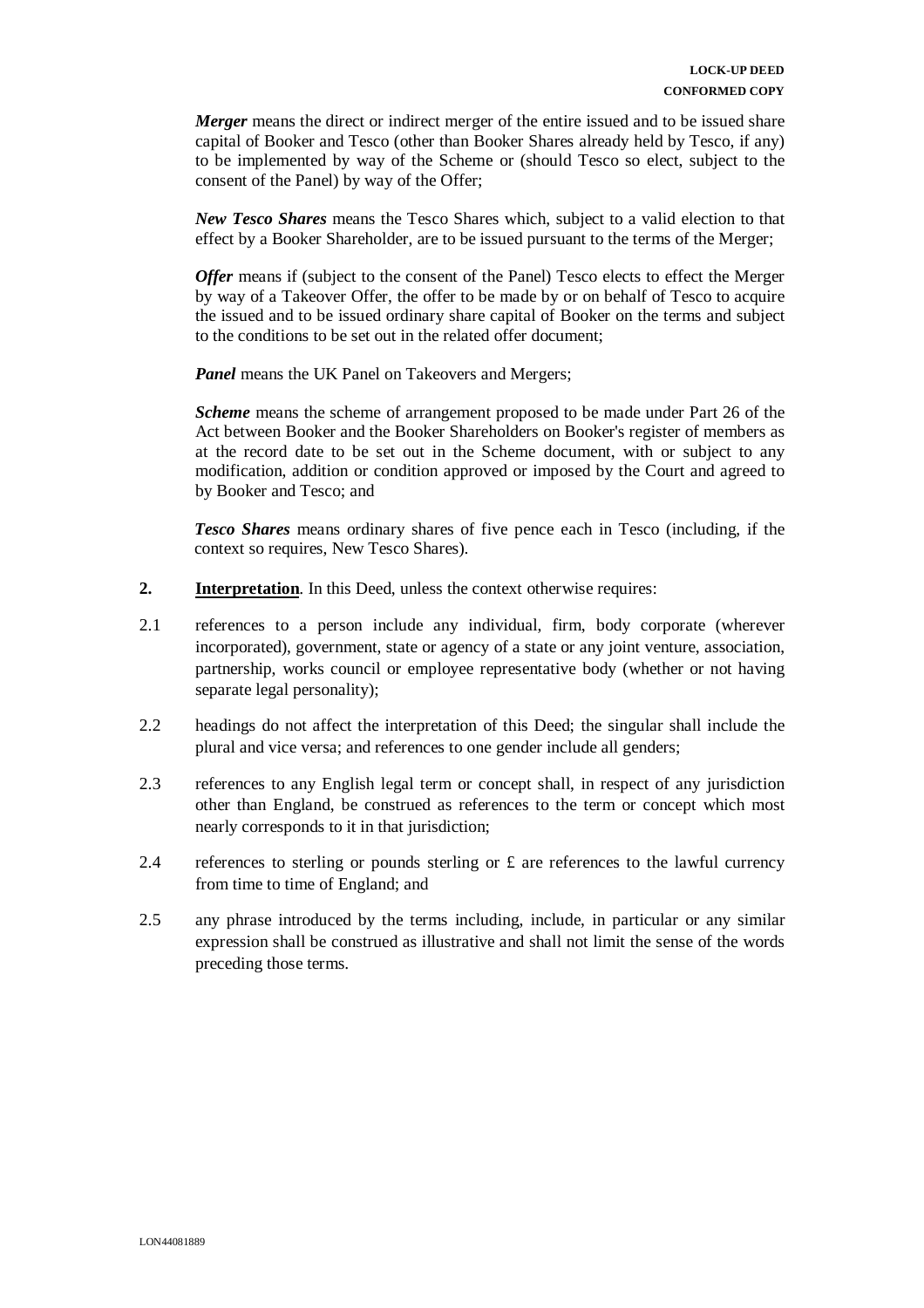***Merger*** means the direct or indirect merger of the entire issued and to be issued share capital of Booker and Tesco (other than Booker Shares already held by Tesco, if any) to be implemented by way of the Scheme or (should Tesco so elect, subject to the consent of the Panel) by way of the Offer;

***New Tesco Shares*** means the Tesco Shares which, subject to a valid election to that effect by a Booker Shareholder, are to be issued pursuant to the terms of the Merger;

***Offer*** means if (subject to the consent of the Panel) Tesco elects to effect the Merger by way of a Takeover Offer, the offer to be made by or on behalf of Tesco to acquire the issued and to be issued ordinary share capital of Booker on the terms and subject to the conditions to be set out in the related offer document;

***Panel*** means the UK Panel on Takeovers and Mergers;

***Scheme*** means the scheme of arrangement proposed to be made under Part 26 of the Act between Booker and the Booker Shareholders on Booker's register of members as at the record date to be set out in the Scheme document, with or subject to any modification, addition or condition approved or imposed by the Court and agreed to by Booker and Tesco; and

***Tesco Shares*** means ordinary shares of five pence each in Tesco (including, if the context so requires, New Tesco Shares).

**2.** **Interpretation**. In this Deed, unless the context otherwise requires:

2.1 references to a person include any individual, firm, body corporate (wherever incorporated), government, state or agency of a state or any joint venture, association, partnership, works council or employee representative body (whether or not having separate legal personality);

2.2 headings do not affect the interpretation of this Deed; the singular shall include the plural and vice versa; and references to one gender include all genders;

2.3 references to any English legal term or concept shall, in respect of any jurisdiction other than England, be construed as references to the term or concept which most nearly corresponds to it in that jurisdiction;

2.4 references to sterling or pounds sterling or £ are references to the lawful currency from time to time of England; and

2.5 any phrase introduced by the terms including, include, in particular or any similar expression shall be construed as illustrative and shall not limit the sense of the words preceding those terms.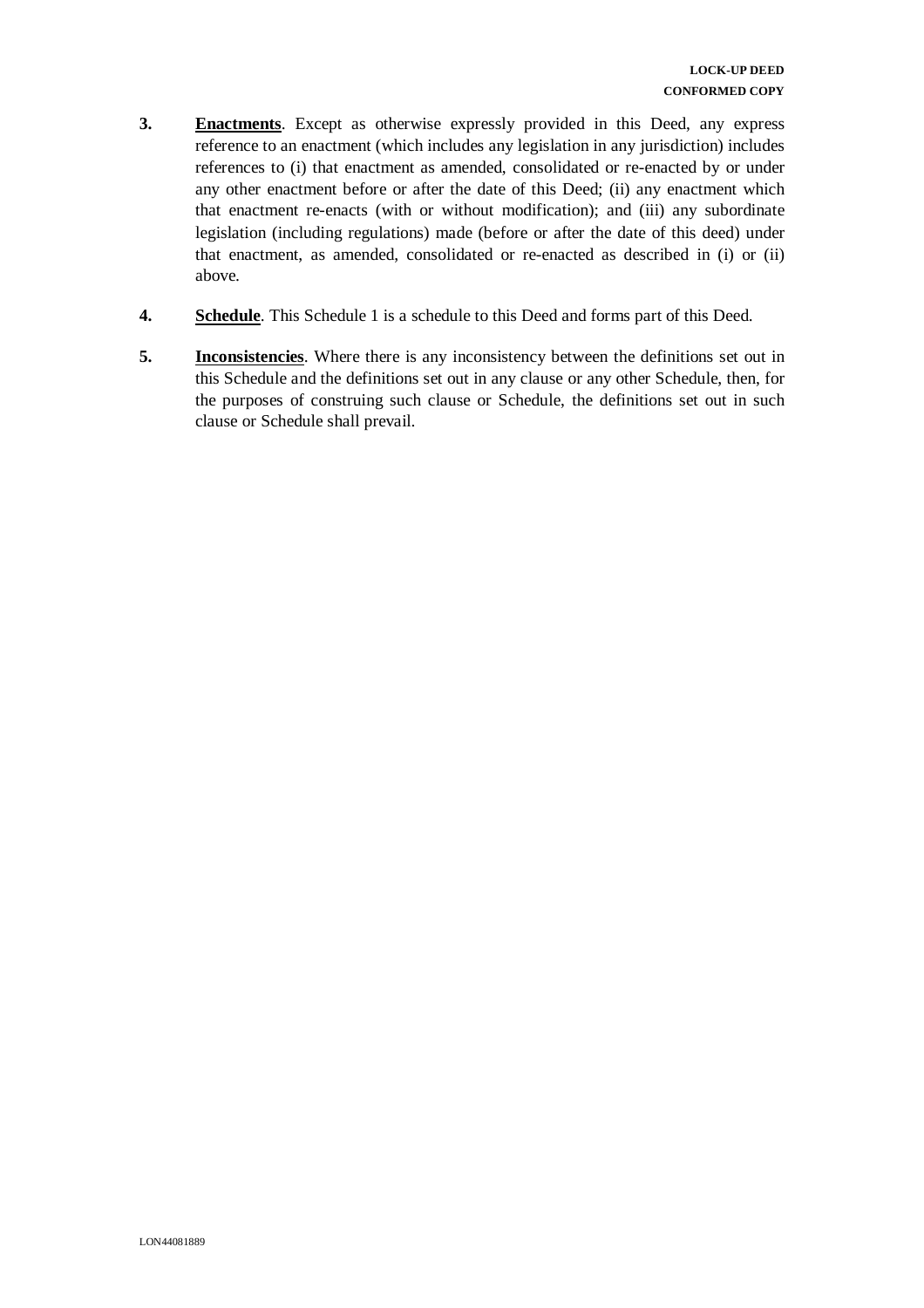3. **Enactments**. Except as otherwise expressly provided in this Deed, any express reference to an enactment (which includes any legislation in any jurisdiction) includes references to (i) that enactment as amended, consolidated or re-enacted by or under any other enactment before or after the date of this Deed; (ii) any enactment which that enactment re-enacts (with or without modification); and (iii) any subordinate legislation (including regulations) made (before or after the date of this deed) under that enactment, as amended, consolidated or re-enacted as described in (i) or (ii) above.

4. **Schedule**. This Schedule 1 is a schedule to this Deed and forms part of this Deed.

5. **Inconsistencies**. Where there is any inconsistency between the definitions set out in this Schedule and the definitions set out in any clause or any other Schedule, then, for the purposes of construing such clause or Schedule, the definitions set out in such clause or Schedule shall prevail.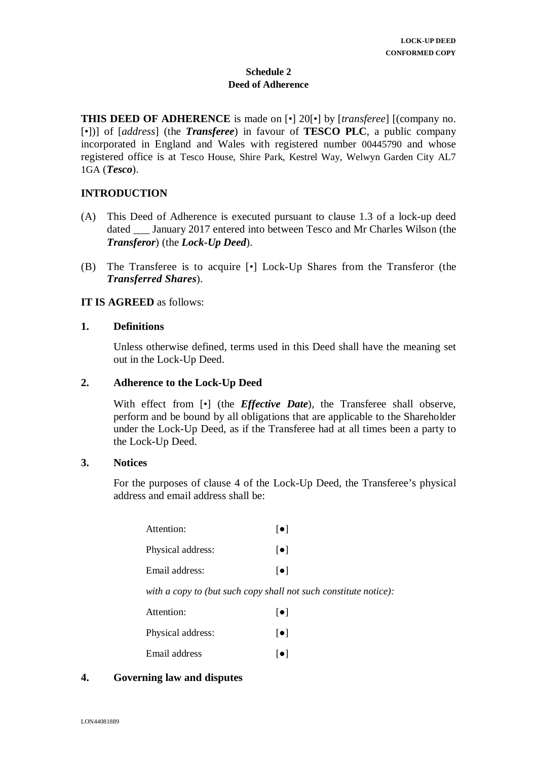**Schedule 2**
**Deed of Adherence**

**THIS DEED OF ADHERENCE** is made on [•] 20[•] by [*transferee*] [(company no. [•])] of [*address*] (the ***Transferee***) in favour of **TESCO PLC**, a public company incorporated in England and Wales with registered number 00445790 and whose registered office is at Tesco House, Shire Park, Kestrel Way, Welwyn Garden City AL7 1GA (***Tesco***).

## INTRODUCTION

(A) This Deed of Adherence is executed pursuant to clause 1.3 of a lock-up deed dated ___ January 2017 entered into between Tesco and Mr Charles Wilson (the ***Transferor***) (the ***Lock-Up Deed***).

(B) The Transferee is to acquire [•] Lock-Up Shares from the Transferor (the ***Transferred Shares***).

**IT IS AGREED** as follows:

### 1. Definitions

Unless otherwise defined, terms used in this Deed shall have the meaning set out in the Lock-Up Deed.

### 2. Adherence to the Lock-Up Deed

With effect from [•] (the ***Effective Date***), the Transferee shall observe, perform and be bound by all obligations that are applicable to the Shareholder under the Lock-Up Deed, as if the Transferee had at all times been a party to the Lock-Up Deed.

### 3. Notices

For the purposes of clause 4 of the Lock-Up Deed, the Transferee's physical address and email address shall be:

Attention: [●]

Physical address: [●]

Email address: [●]

*with a copy to (but such copy shall not such constitute notice):*

Attention: [●]

Physical address: [●]

Email address [●]

### 4. Governing law and disputes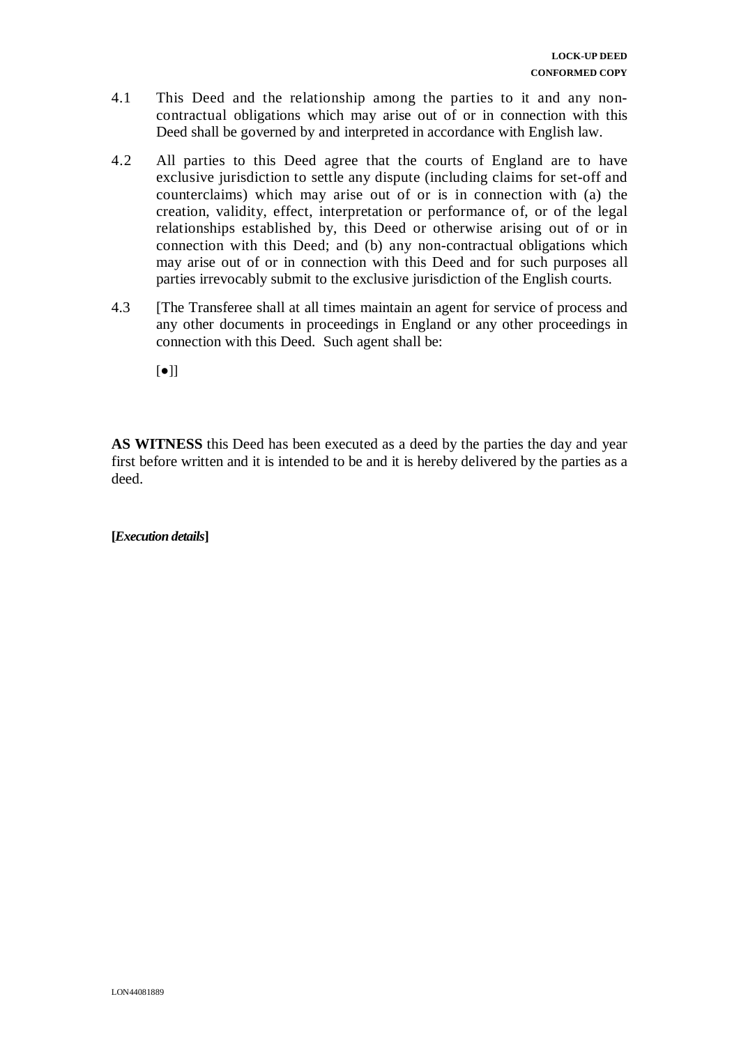4.1 This Deed and the relationship among the parties to it and any non-contractual obligations which may arise out of or in connection with this Deed shall be governed by and interpreted in accordance with English law.

4.2 All parties to this Deed agree that the courts of England are to have exclusive jurisdiction to settle any dispute (including claims for set-off and counterclaims) which may arise out of or is in connection with (a) the creation, validity, effect, interpretation or performance of, or of the legal relationships established by, this Deed or otherwise arising out of or in connection with this Deed; and (b) any non-contractual obligations which may arise out of or in connection with this Deed and for such purposes all parties irrevocably submit to the exclusive jurisdiction of the English courts.

4.3 [The Transferee shall at all times maintain an agent for service of process and any other documents in proceedings in England or any other proceedings in connection with this Deed. Such agent shall be:

[●]]

**AS WITNESS** this Deed has been executed as a deed by the parties the day and year first before written and it is intended to be and it is hereby delivered by the parties as a deed.

**[*Execution details*]**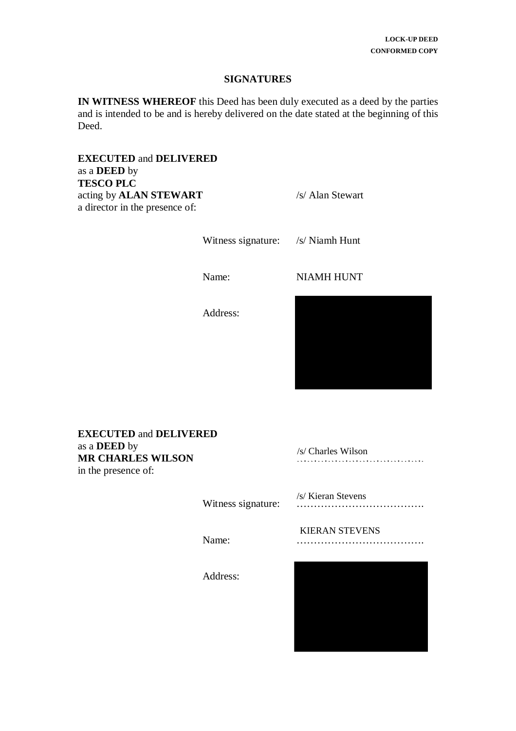**LOCK-UP DEED**
**CONFORMED COPY**

## SIGNATURES

**IN WITNESS WHEREOF** this Deed has been duly executed as a deed by the parties and is intended to be and is hereby delivered on the date stated at the beginning of this Deed.

**EXECUTED** and **DELIVERED**
as a **DEED** by
**TESCO PLC**
acting by **ALAN STEWART** /s/ Alan Stewart
a director in the presence of:

Witness signature: /s/ Niamh Hunt

Name: NIAMH HUNT

Address:

**EXECUTED** and **DELIVERED**
as a **DEED** by
**MR CHARLES WILSON** /s/ Charles Wilson
in the presence of:

Witness signature: /s/ Kieran Stevens

Name: KIERAN STEVENS

Address: